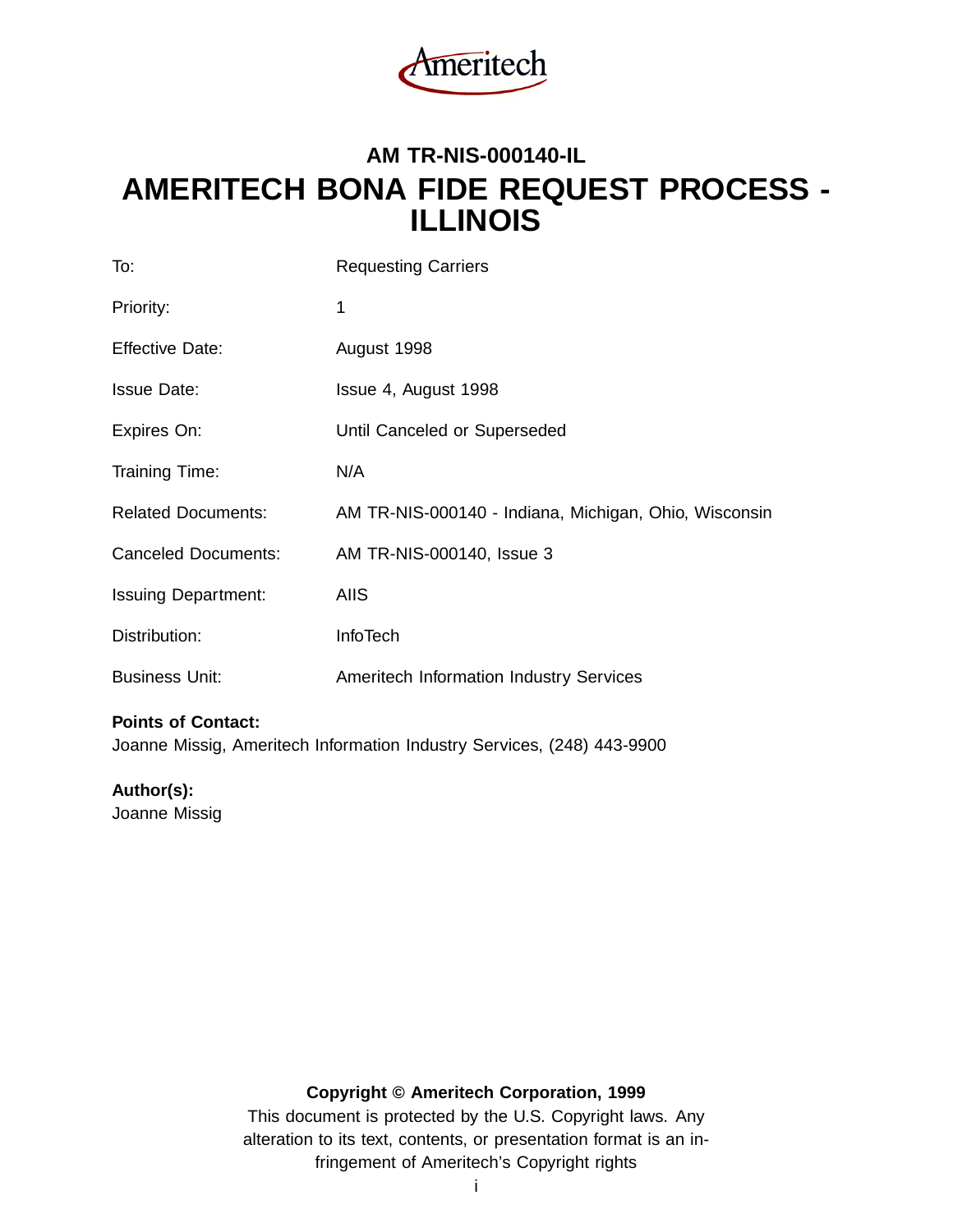Ameritech

## AM TR-NIS-000140-IL

# AMERITECH BONA FIDE REQUEST PROCESS - ILLINOIS

| | |
|---|---|
| To: | Requesting Carriers |
| Priority: | 1 |
| Effective Date: | August 1998 |
| Issue Date: | Issue 4, August 1998 |
| Expires On: | Until Canceled or Superseded |
| Training Time: | N/A |
| Related Documents: | AM TR-NIS-000140 - Indiana, Michigan, Ohio, Wisconsin |
| Canceled Documents: | AM TR-NIS-000140, Issue 3 |
| Issuing Department: | AIIS |
| Distribution: | InfoTech |
| Business Unit: | Ameritech Information Industry Services |

**Points of Contact:**
Joanne Missig, Ameritech Information Industry Services, (248) 443-9900

**Author(s):**
Joanne Missig

**Copyright © Ameritech Corporation, 1999**
This document is protected by the U.S. Copyright laws. Any alteration to its text, contents, or presentation format is an infringement of Ameritech's Copyright rights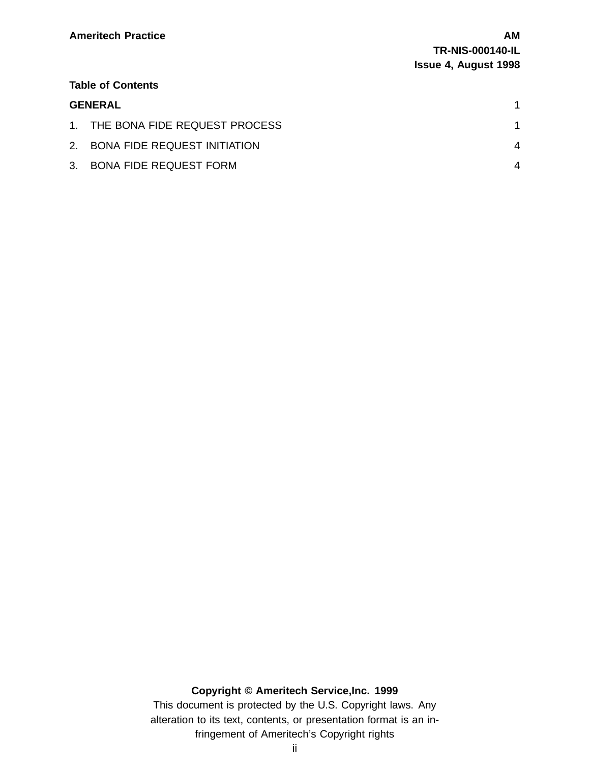## Table of Contents

| | |
|---|---|
| **GENERAL** | 1 |
| 1. THE BONA FIDE REQUEST PROCESS | 1 |
| 2. BONA FIDE REQUEST INITIATION | 4 |
| 3. BONA FIDE REQUEST FORM | 4 |

**Copyright © Ameritech Service,Inc. 1999**

This document is protected by the U.S. Copyright laws. Any alteration to its text, contents, or presentation format is an infringement of Ameritech's Copyright rights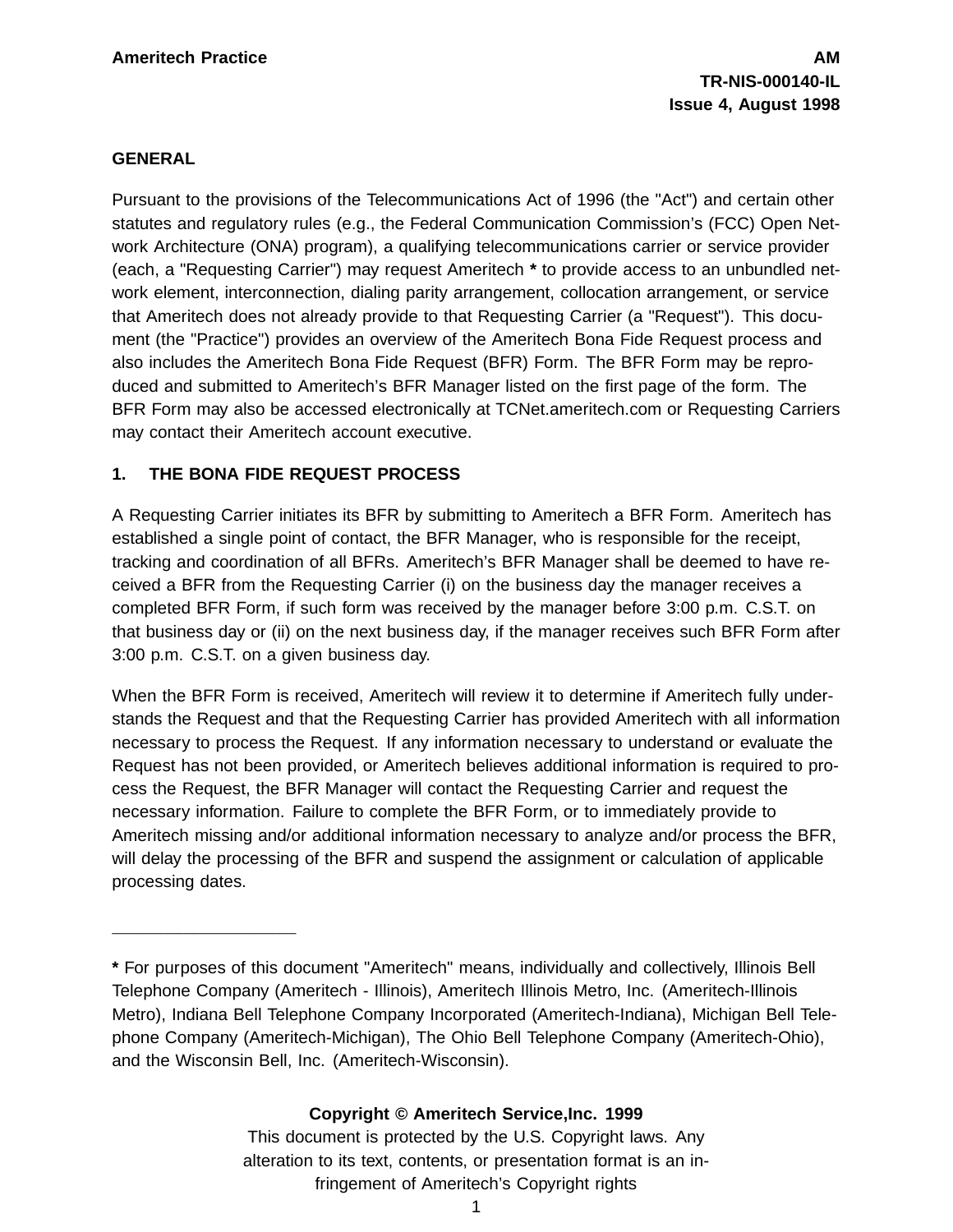## GENERAL

Pursuant to the provisions of the Telecommunications Act of 1996 (the "Act") and certain other statutes and regulatory rules (e.g., the Federal Communication Commission's (FCC) Open Network Architecture (ONA) program), a qualifying telecommunications carrier or service provider (each, a "Requesting Carrier") may request Ameritech **\*** to provide access to an unbundled network element, interconnection, dialing parity arrangement, collocation arrangement, or service that Ameritech does not already provide to that Requesting Carrier (a "Request"). This document (the "Practice") provides an overview of the Ameritech Bona Fide Request process and also includes the Ameritech Bona Fide Request (BFR) Form. The BFR Form may be reproduced and submitted to Ameritech's BFR Manager listed on the first page of the form. The BFR Form may also be accessed electronically at TCNet.ameritech.com or Requesting Carriers may contact their Ameritech account executive.

## 1. THE BONA FIDE REQUEST PROCESS

A Requesting Carrier initiates its BFR by submitting to Ameritech a BFR Form. Ameritech has established a single point of contact, the BFR Manager, who is responsible for the receipt, tracking and coordination of all BFRs. Ameritech's BFR Manager shall be deemed to have received a BFR from the Requesting Carrier (i) on the business day the manager receives a completed BFR Form, if such form was received by the manager before 3:00 p.m. C.S.T. on that business day or (ii) on the next business day, if the manager receives such BFR Form after 3:00 p.m. C.S.T. on a given business day.

When the BFR Form is received, Ameritech will review it to determine if Ameritech fully understands the Request and that the Requesting Carrier has provided Ameritech with all information necessary to process the Request. If any information necessary to understand or evaluate the Request has not been provided, or Ameritech believes additional information is required to process the Request, the BFR Manager will contact the Requesting Carrier and request the necessary information. Failure to complete the BFR Form, or to immediately provide to Ameritech missing and/or additional information necessary to analyze and/or process the BFR, will delay the processing of the BFR and suspend the assignment or calculation of applicable processing dates.

---

**\*** For purposes of this document "Ameritech" means, individually and collectively, Illinois Bell Telephone Company (Ameritech - Illinois), Ameritech Illinois Metro, Inc. (Ameritech-Illinois Metro), Indiana Bell Telephone Company Incorporated (Ameritech-Indiana), Michigan Bell Telephone Company (Ameritech-Michigan), The Ohio Bell Telephone Company (Ameritech-Ohio), and the Wisconsin Bell, Inc. (Ameritech-Wisconsin).

**Copyright © Ameritech Service,Inc. 1999**
This document is protected by the U.S. Copyright laws. Any alteration to its text, contents, or presentation format is an infringement of Ameritech's Copyright rights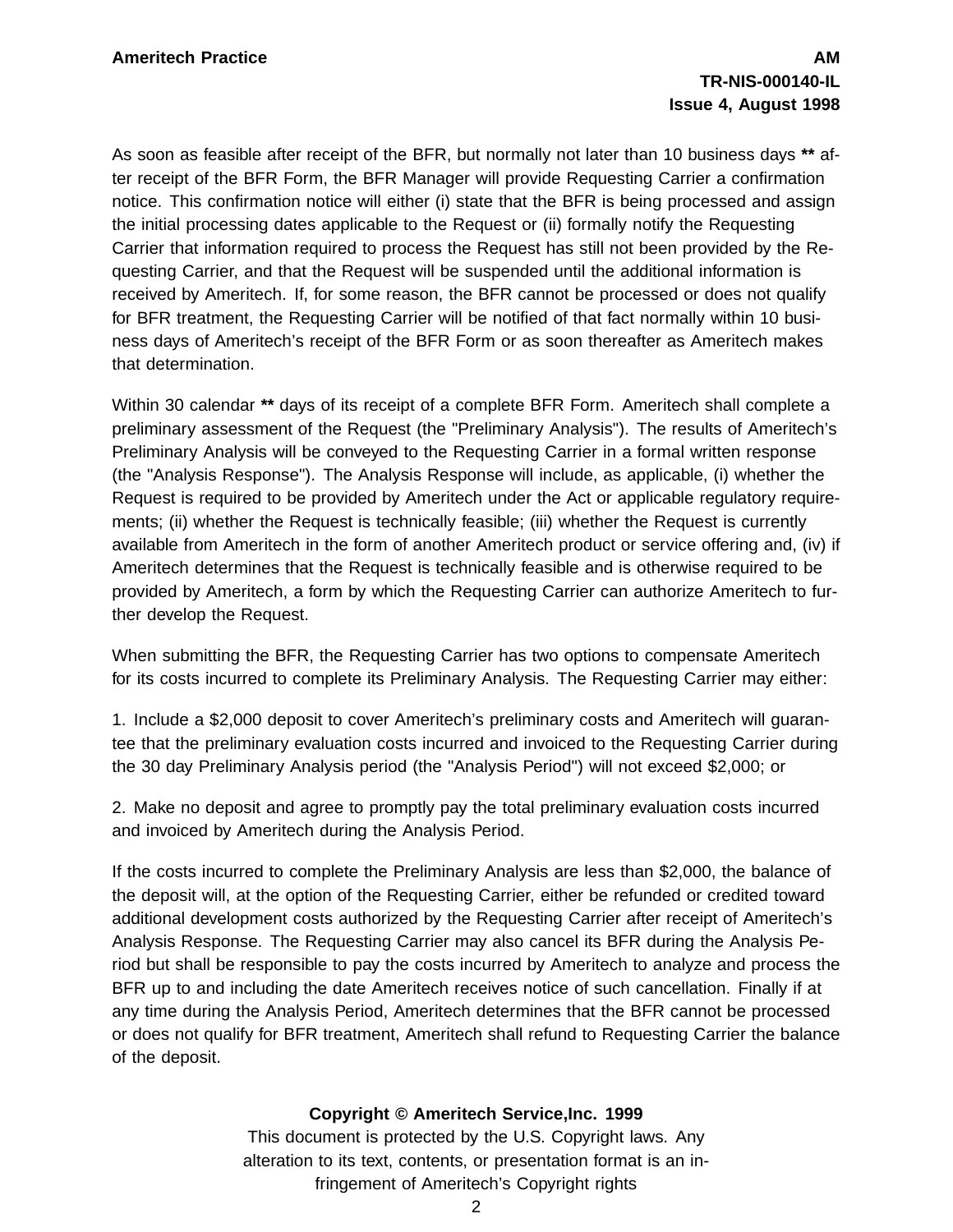As soon as feasible after receipt of the BFR, but normally not later than 10 business days **** after receipt of the BFR Form, the BFR Manager will provide Requesting Carrier a confirmation notice. This confirmation notice will either (i) state that the BFR is being processed and assign the initial processing dates applicable to the Request or (ii) formally notify the Requesting Carrier that information required to process the Request has still not been provided by the Requesting Carrier, and that the Request will be suspended until the additional information is received by Ameritech. If, for some reason, the BFR cannot be processed or does not qualify for BFR treatment, the Requesting Carrier will be notified of that fact normally within 10 business days of Ameritech's receipt of the BFR Form or as soon thereafter as Ameritech makes that determination.

Within 30 calendar **** days of its receipt of a complete BFR Form. Ameritech shall complete a preliminary assessment of the Request (the "Preliminary Analysis"). The results of Ameritech's Preliminary Analysis will be conveyed to the Requesting Carrier in a formal written response (the "Analysis Response"). The Analysis Response will include, as applicable, (i) whether the Request is required to be provided by Ameritech under the Act or applicable regulatory requirements; (ii) whether the Request is technically feasible; (iii) whether the Request is currently available from Ameritech in the form of another Ameritech product or service offering and, (iv) if Ameritech determines that the Request is technically feasible and is otherwise required to be provided by Ameritech, a form by which the Requesting Carrier can authorize Ameritech to further develop the Request.

When submitting the BFR, the Requesting Carrier has two options to compensate Ameritech for its costs incurred to complete its Preliminary Analysis. The Requesting Carrier may either:

1. Include a $2,000 deposit to cover Ameritech's preliminary costs and Ameritech will guarantee that the preliminary evaluation costs incurred and invoiced to the Requesting Carrier during the 30 day Preliminary Analysis period (the "Analysis Period") will not exceed $2,000; or

2. Make no deposit and agree to promptly pay the total preliminary evaluation costs incurred and invoiced by Ameritech during the Analysis Period.

If the costs incurred to complete the Preliminary Analysis are less than $2,000, the balance of the deposit will, at the option of the Requesting Carrier, either be refunded or credited toward additional development costs authorized by the Requesting Carrier after receipt of Ameritech's Analysis Response. The Requesting Carrier may also cancel its BFR during the Analysis Period but shall be responsible to pay the costs incurred by Ameritech to analyze and process the BFR up to and including the date Ameritech receives notice of such cancellation. Finally if at any time during the Analysis Period, Ameritech determines that the BFR cannot be processed or does not qualify for BFR treatment, Ameritech shall refund to Requesting Carrier the balance of the deposit.

**Copyright © Ameritech Service,Inc. 1999**

This document is protected by the U.S. Copyright laws. Any alteration to its text, contents, or presentation format is an infringement of Ameritech's Copyright rights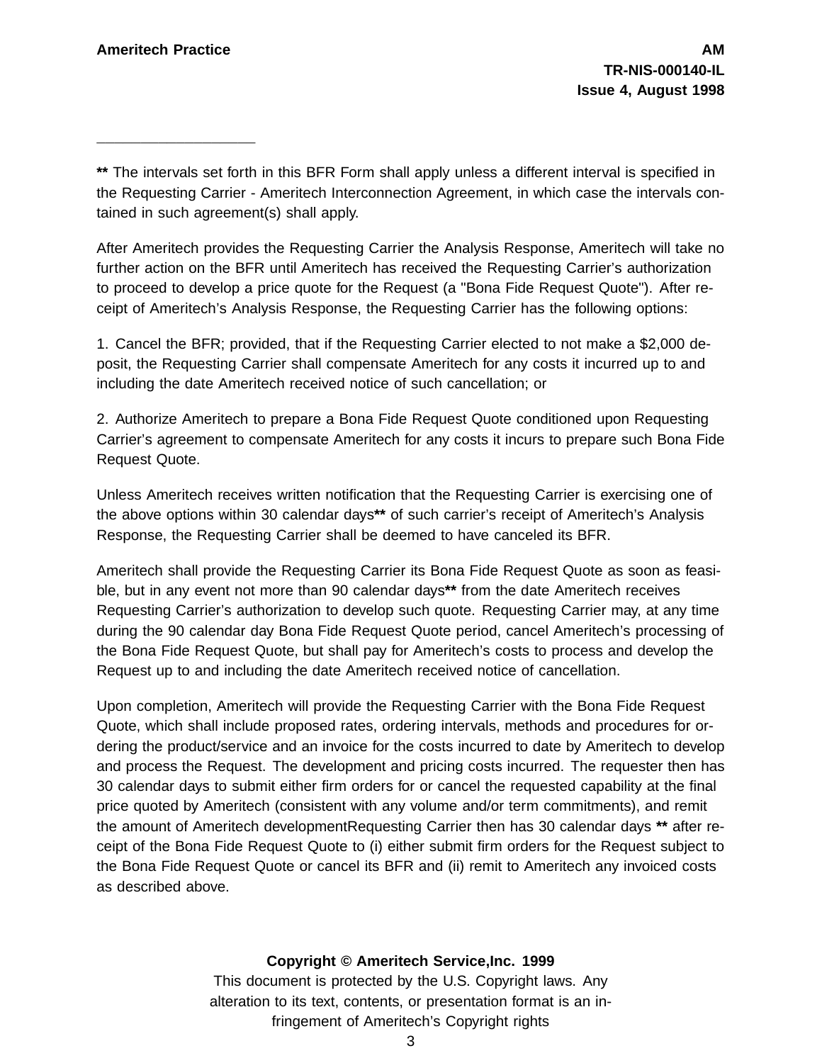---

**\*\*** The intervals set forth in this BFR Form shall apply unless a different interval is specified in the Requesting Carrier - Ameritech Interconnection Agreement, in which case the intervals contained in such agreement(s) shall apply.

After Ameritech provides the Requesting Carrier the Analysis Response, Ameritech will take no further action on the BFR until Ameritech has received the Requesting Carrier's authorization to proceed to develop a price quote for the Request (a "Bona Fide Request Quote"). After receipt of Ameritech's Analysis Response, the Requesting Carrier has the following options:

1. Cancel the BFR; provided, that if the Requesting Carrier elected to not make a $2,000 deposit, the Requesting Carrier shall compensate Ameritech for any costs it incurred up to and including the date Ameritech received notice of such cancellation; or

2. Authorize Ameritech to prepare a Bona Fide Request Quote conditioned upon Requesting Carrier's agreement to compensate Ameritech for any costs it incurs to prepare such Bona Fide Request Quote.

Unless Ameritech receives written notification that the Requesting Carrier is exercising one of the above options within 30 calendar days**\*\*** of such carrier's receipt of Ameritech's Analysis Response, the Requesting Carrier shall be deemed to have canceled its BFR.

Ameritech shall provide the Requesting Carrier its Bona Fide Request Quote as soon as feasible, but in any event not more than 90 calendar days**\*\*** from the date Ameritech receives Requesting Carrier's authorization to develop such quote. Requesting Carrier may, at any time during the 90 calendar day Bona Fide Request Quote period, cancel Ameritech's processing of the Bona Fide Request Quote, but shall pay for Ameritech's costs to process and develop the Request up to and including the date Ameritech received notice of cancellation.

Upon completion, Ameritech will provide the Requesting Carrier with the Bona Fide Request Quote, which shall include proposed rates, ordering intervals, methods and procedures for ordering the product/service and an invoice for the costs incurred to date by Ameritech to develop and process the Request. The development and pricing costs incurred. The requester then has 30 calendar days to submit either firm orders for or cancel the requested capability at the final price quoted by Ameritech (consistent with any volume and/or term commitments), and remit the amount of Ameritech developmentRequesting Carrier then has 30 calendar days **\*\*** after receipt of the Bona Fide Request Quote to (i) either submit firm orders for the Request subject to the Bona Fide Request Quote or cancel its BFR and (ii) remit to Ameritech any invoiced costs as described above.

**Copyright © Ameritech Service,Inc. 1999**
This document is protected by the U.S. Copyright laws. Any alteration to its text, contents, or presentation format is an infringement of Ameritech's Copyright rights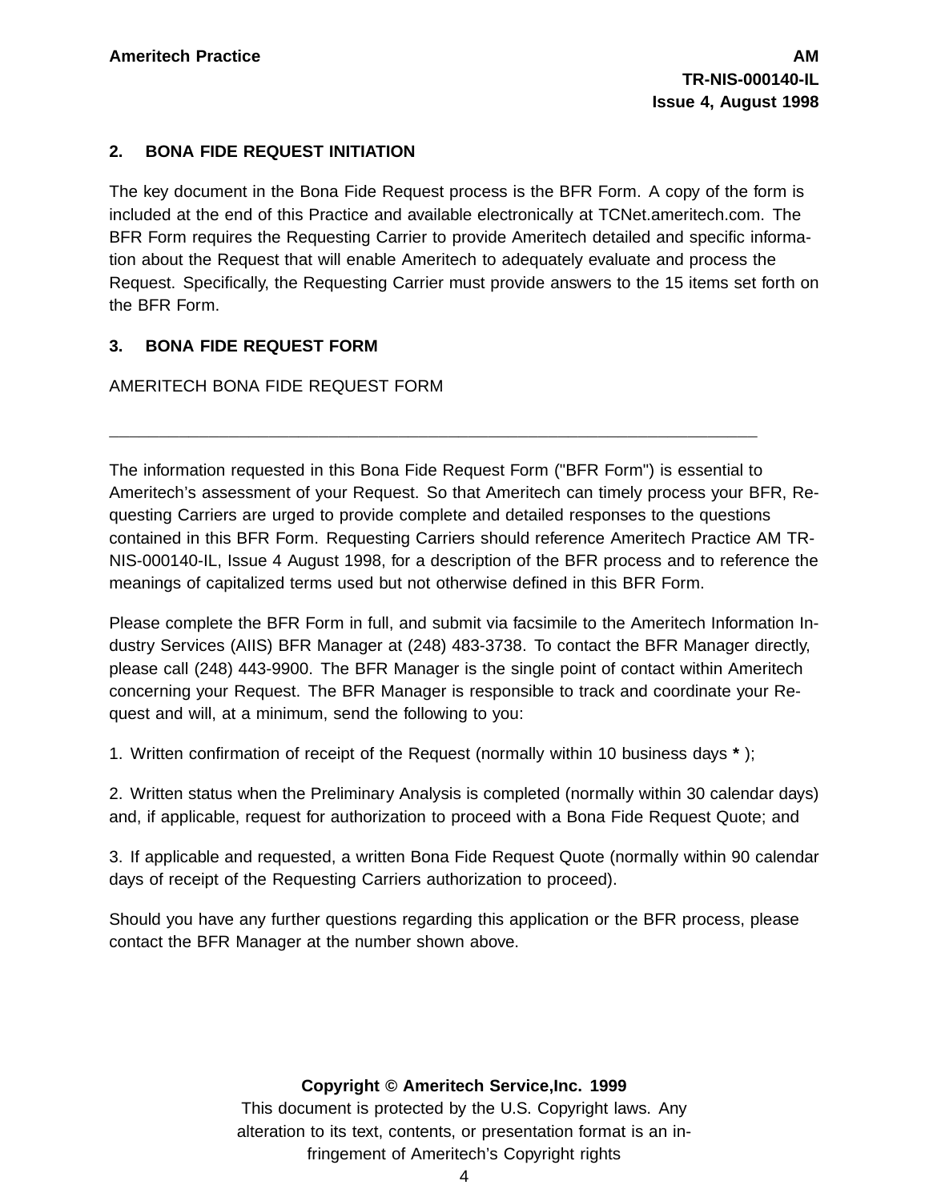## 2. BONA FIDE REQUEST INITIATION

The key document in the Bona Fide Request process is the BFR Form. A copy of the form is included at the end of this Practice and available electronically at TCNet.ameritech.com. The BFR Form requires the Requesting Carrier to provide Ameritech detailed and specific information about the Request that will enable Ameritech to adequately evaluate and process the Request. Specifically, the Requesting Carrier must provide answers to the 15 items set forth on the BFR Form.

## 3. BONA FIDE REQUEST FORM

AMERITECH BONA FIDE REQUEST FORM

---

The information requested in this Bona Fide Request Form ("BFR Form") is essential to Ameritech's assessment of your Request. So that Ameritech can timely process your BFR, Requesting Carriers are urged to provide complete and detailed responses to the questions contained in this BFR Form. Requesting Carriers should reference Ameritech Practice AM TR-NIS-000140-IL, Issue 4 August 1998, for a description of the BFR process and to reference the meanings of capitalized terms used but not otherwise defined in this BFR Form.

Please complete the BFR Form in full, and submit via facsimile to the Ameritech Information Industry Services (AIIS) BFR Manager at (248) 483-3738. To contact the BFR Manager directly, please call (248) 443-9900. The BFR Manager is the single point of contact within Ameritech concerning your Request. The BFR Manager is responsible to track and coordinate your Request and will, at a minimum, send the following to you:

1. Written confirmation of receipt of the Request (normally within 10 business days **\*** );

2. Written status when the Preliminary Analysis is completed (normally within 30 calendar days) and, if applicable, request for authorization to proceed with a Bona Fide Request Quote; and

3. If applicable and requested, a written Bona Fide Request Quote (normally within 90 calendar days of receipt of the Requesting Carriers authorization to proceed).

Should you have any further questions regarding this application or the BFR process, please contact the BFR Manager at the number shown above.

**Copyright © Ameritech Service,Inc. 1999**
This document is protected by the U.S. Copyright laws. Any alteration to its text, contents, or presentation format is an infringement of Ameritech's Copyright rights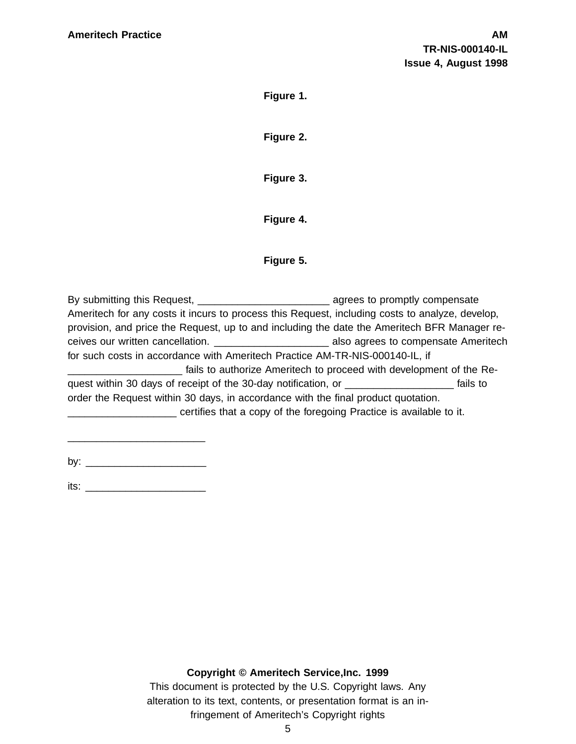**Figure 1.**

**Figure 2.**

**Figure 3.**

**Figure 4.**

**Figure 5.**

By submitting this Request, ______________________ agrees to promptly compensate Ameritech for any costs it incurs to process this Request, including costs to analyze, develop, provision, and price the Request, up to and including the date the Ameritech BFR Manager receives our written cancellation. ___________________ also agrees to compensate Ameritech for such costs in accordance with Ameritech Practice AM-TR-NIS-000140-IL, if ___________________ fails to authorize Ameritech to proceed with development of the Request within 30 days of receipt of the 30-day notification, or __________________ fails to order the Request within 30 days, in accordance with the final product quotation. __________________ certifies that a copy of the foregoing Practice is available to it.

_______________________

by: ____________________

its: ____________________

**Copyright © Ameritech Service,Inc. 1999**

This document is protected by the U.S. Copyright laws. Any alteration to its text, contents, or presentation format is an infringement of Ameritech's Copyright rights